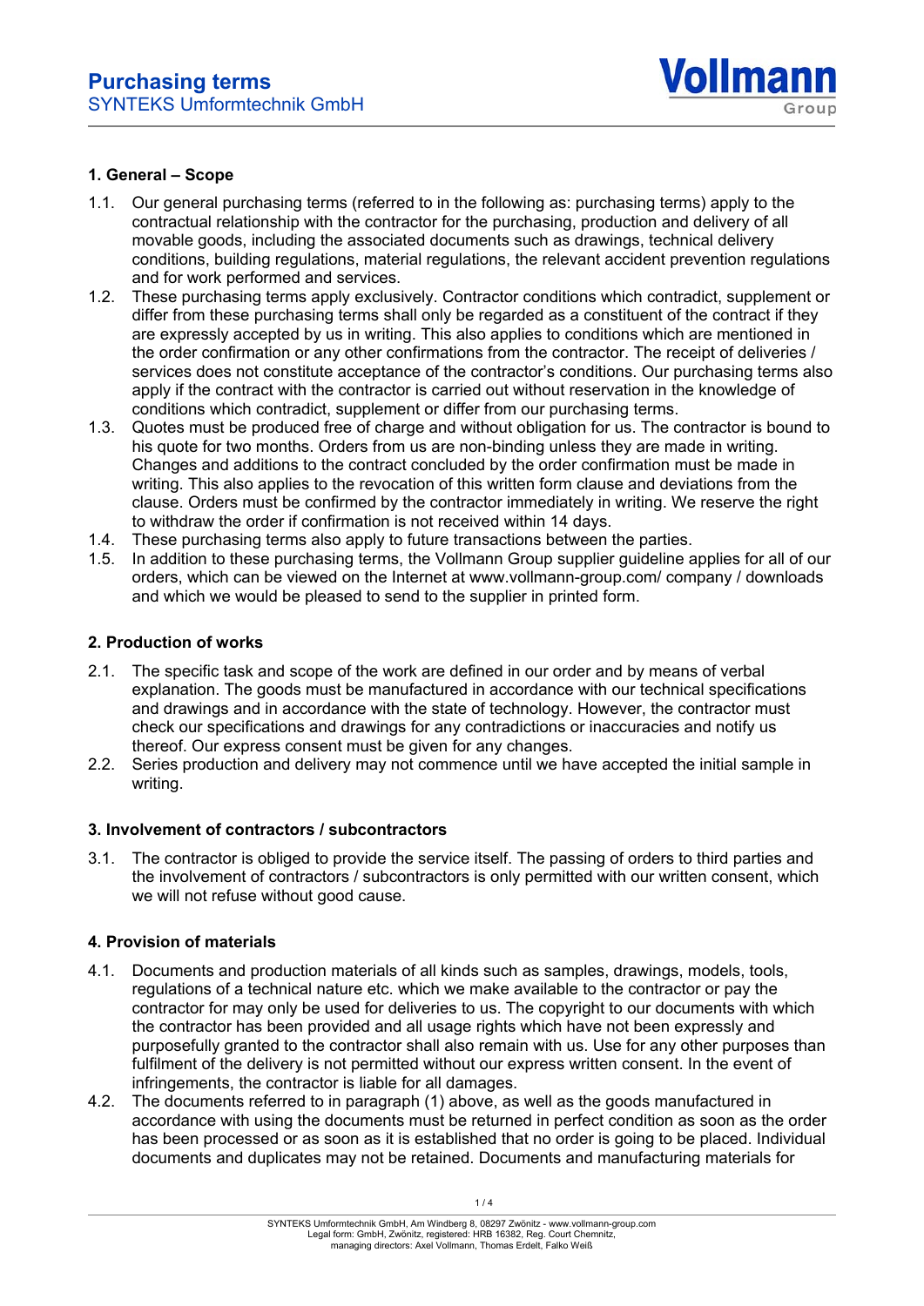# Purchasing terms

SYNTEKS Umformtechnik GmbH

## 1. General – Scope

1.1. Our general purchasing terms (referred to in the following as: purchasing terms) apply to the contractual relationship with the contractor for the purchasing, production and delivery of all movable goods, including the associated documents such as drawings, technical delivery conditions, building regulations, material regulations, the relevant accident prevention regulations and for work performed and services.

1.2. These purchasing terms apply exclusively. Contractor conditions which contradict, supplement or differ from these purchasing terms shall only be regarded as a constituent of the contract if they are expressly accepted by us in writing. This also applies to conditions which are mentioned in the order confirmation or any other confirmations from the contractor. The receipt of deliveries / services does not constitute acceptance of the contractor's conditions. Our purchasing terms also apply if the contract with the contractor is carried out without reservation in the knowledge of conditions which contradict, supplement or differ from our purchasing terms.

1.3. Quotes must be produced free of charge and without obligation for us. The contractor is bound to his quote for two months. Orders from us are non-binding unless they are made in writing. Changes and additions to the contract concluded by the order confirmation must be made in writing. This also applies to the revocation of this written form clause and deviations from the clause. Orders must be confirmed by the contractor immediately in writing. We reserve the right to withdraw the order if confirmation is not received within 14 days.

1.4. These purchasing terms also apply to future transactions between the parties.

1.5. In addition to these purchasing terms, the Vollmann Group supplier guideline applies for all of our orders, which can be viewed on the Internet at www.vollmann-group.com/ company / downloads and which we would be pleased to send to the supplier in printed form.

## 2. Production of works

2.1. The specific task and scope of the work are defined in our order and by means of verbal explanation. The goods must be manufactured in accordance with our technical specifications and drawings and in accordance with the state of technology. However, the contractor must check our specifications and drawings for any contradictions or inaccuracies and notify us thereof. Our express consent must be given for any changes.

2.2. Series production and delivery may not commence until we have accepted the initial sample in writing.

## 3. Involvement of contractors / subcontractors

3.1. The contractor is obliged to provide the service itself. The passing of orders to third parties and the involvement of contractors / subcontractors is only permitted with our written consent, which we will not refuse without good cause.

## 4. Provision of materials

4.1. Documents and production materials of all kinds such as samples, drawings, models, tools, regulations of a technical nature etc. which we make available to the contractor or pay the contractor for may only be used for deliveries to us. The copyright to our documents with which the contractor has been provided and all usage rights which have not been expressly and purposefully granted to the contractor shall also remain with us. Use for any other purposes than fulfilment of the delivery is not permitted without our express written consent. In the event of infringements, the contractor is liable for all damages.

4.2. The documents referred to in paragraph (1) above, as well as the goods manufactured in accordance with using the documents must be returned in perfect condition as soon as the order has been processed or as soon as it is established that no order is going to be placed. Individual documents and duplicates may not be retained. Documents and manufacturing materials for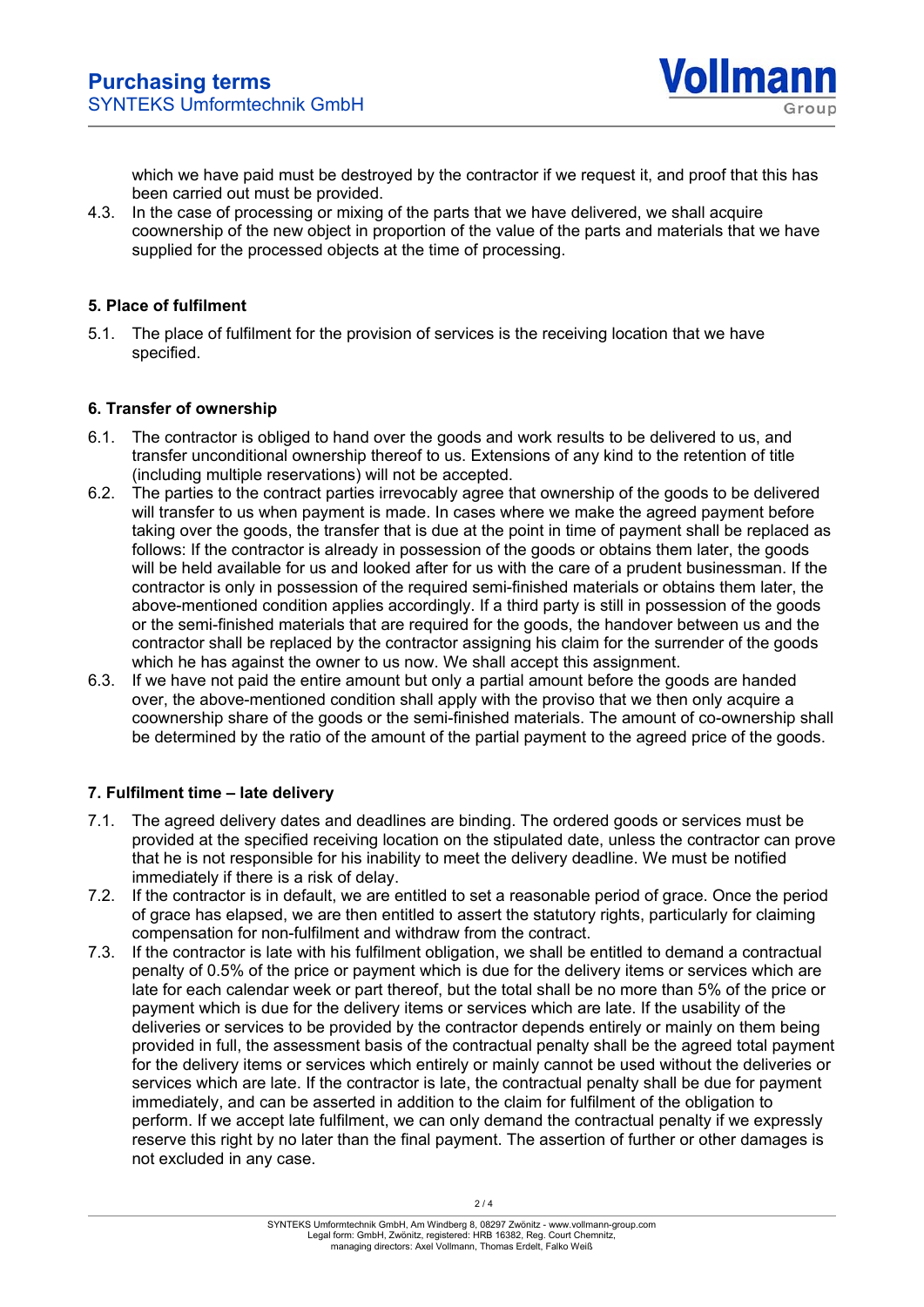which we have paid must be destroyed by the contractor if we request it, and proof that this has been carried out must be provided.

4.3. In the case of processing or mixing of the parts that we have delivered, we shall acquire coownership of the new object in proportion of the value of the parts and materials that we have supplied for the processed objects at the time of processing.

## 5. Place of fulfilment

5.1. The place of fulfilment for the provision of services is the receiving location that we have specified.

## 6. Transfer of ownership

6.1. The contractor is obliged to hand over the goods and work results to be delivered to us, and transfer unconditional ownership thereof to us. Extensions of any kind to the retention of title (including multiple reservations) will not be accepted.

6.2. The parties to the contract parties irrevocably agree that ownership of the goods to be delivered will transfer to us when payment is made. In cases where we make the agreed payment before taking over the goods, the transfer that is due at the point in time of payment shall be replaced as follows: If the contractor is already in possession of the goods or obtains them later, the goods will be held available for us and looked after for us with the care of a prudent businessman. If the contractor is only in possession of the required semi-finished materials or obtains them later, the above-mentioned condition applies accordingly. If a third party is still in possession of the goods or the semi-finished materials that are required for the goods, the handover between us and the contractor shall be replaced by the contractor assigning his claim for the surrender of the goods which he has against the owner to us now. We shall accept this assignment.

6.3. If we have not paid the entire amount but only a partial amount before the goods are handed over, the above-mentioned condition shall apply with the proviso that we then only acquire a coownership share of the goods or the semi-finished materials. The amount of co-ownership shall be determined by the ratio of the amount of the partial payment to the agreed price of the goods.

## 7. Fulfilment time – late delivery

7.1. The agreed delivery dates and deadlines are binding. The ordered goods or services must be provided at the specified receiving location on the stipulated date, unless the contractor can prove that he is not responsible for his inability to meet the delivery deadline. We must be notified immediately if there is a risk of delay.

7.2. If the contractor is in default, we are entitled to set a reasonable period of grace. Once the period of grace has elapsed, we are then entitled to assert the statutory rights, particularly for claiming compensation for non-fulfilment and withdraw from the contract.

7.3. If the contractor is late with his fulfilment obligation, we shall be entitled to demand a contractual penalty of 0.5% of the price or payment which is due for the delivery items or services which are late for each calendar week or part thereof, but the total shall be no more than 5% of the price or payment which is due for the delivery items or services which are late. If the usability of the deliveries or services to be provided by the contractor depends entirely or mainly on them being provided in full, the assessment basis of the contractual penalty shall be the agreed total payment for the delivery items or services which entirely or mainly cannot be used without the deliveries or services which are late. If the contractor is late, the contractual penalty shall be due for payment immediately, and can be asserted in addition to the claim for fulfilment of the obligation to perform. If we accept late fulfilment, we can only demand the contractual penalty if we expressly reserve this right by no later than the final payment. The assertion of further or other damages is not excluded in any case.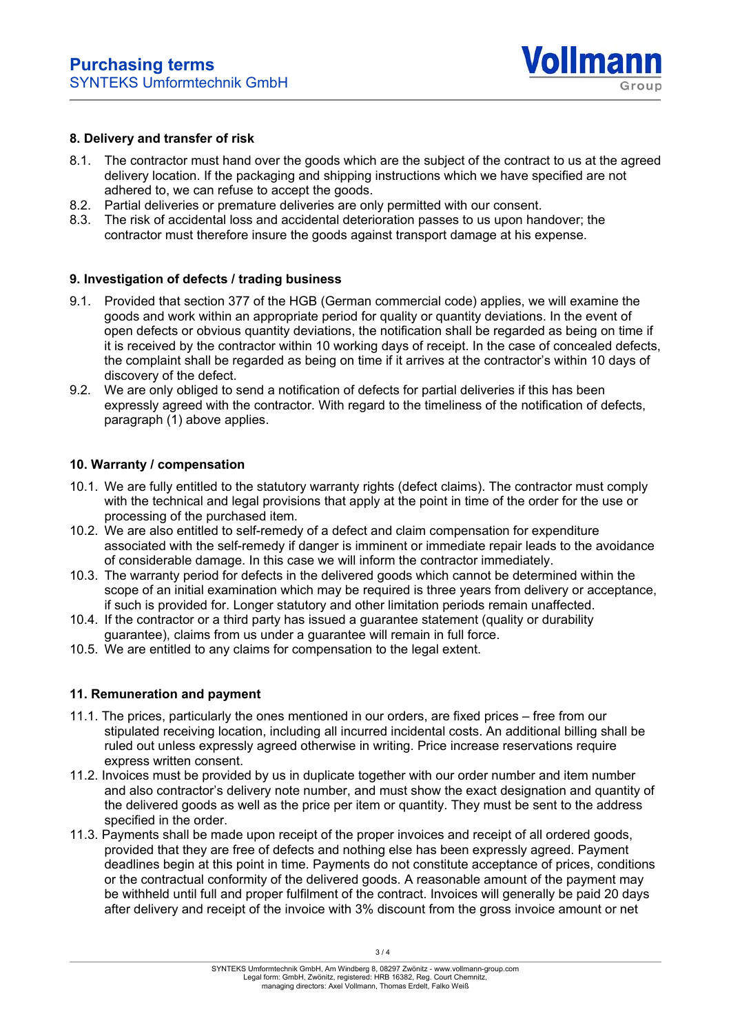## 8. Delivery and transfer of risk

8.1. The contractor must hand over the goods which are the subject of the contract to us at the agreed delivery location. If the packaging and shipping instructions which we have specified are not adhered to, we can refuse to accept the goods.

8.2. Partial deliveries or premature deliveries are only permitted with our consent.

8.3. The risk of accidental loss and accidental deterioration passes to us upon handover; the contractor must therefore insure the goods against transport damage at his expense.

## 9. Investigation of defects / trading business

9.1. Provided that section 377 of the HGB (German commercial code) applies, we will examine the goods and work within an appropriate period for quality or quantity deviations. In the event of open defects or obvious quantity deviations, the notification shall be regarded as being on time if it is received by the contractor within 10 working days of receipt. In the case of concealed defects, the complaint shall be regarded as being on time if it arrives at the contractor's within 10 days of discovery of the defect.

9.2. We are only obliged to send a notification of defects for partial deliveries if this has been expressly agreed with the contractor. With regard to the timeliness of the notification of defects, paragraph (1) above applies.

## 10. Warranty / compensation

10.1. We are fully entitled to the statutory warranty rights (defect claims). The contractor must comply with the technical and legal provisions that apply at the point in time of the order for the use or processing of the purchased item.

10.2. We are also entitled to self-remedy of a defect and claim compensation for expenditure associated with the self-remedy if danger is imminent or immediate repair leads to the avoidance of considerable damage. In this case we will inform the contractor immediately.

10.3. The warranty period for defects in the delivered goods which cannot be determined within the scope of an initial examination which may be required is three years from delivery or acceptance, if such is provided for. Longer statutory and other limitation periods remain unaffected.

10.4. If the contractor or a third party has issued a guarantee statement (quality or durability guarantee), claims from us under a guarantee will remain in full force.

10.5. We are entitled to any claims for compensation to the legal extent.

## 11. Remuneration and payment

11.1. The prices, particularly the ones mentioned in our orders, are fixed prices – free from our stipulated receiving location, including all incurred incidental costs. An additional billing shall be ruled out unless expressly agreed otherwise in writing. Price increase reservations require express written consent.

11.2. Invoices must be provided by us in duplicate together with our order number and item number and also contractor's delivery note number, and must show the exact designation and quantity of the delivered goods as well as the price per item or quantity. They must be sent to the address specified in the order.

11.3. Payments shall be made upon receipt of the proper invoices and receipt of all ordered goods, provided that they are free of defects and nothing else has been expressly agreed. Payment deadlines begin at this point in time. Payments do not constitute acceptance of prices, conditions or the contractual conformity of the delivered goods. A reasonable amount of the payment may be withheld until full and proper fulfilment of the contract. Invoices will generally be paid 20 days after delivery and receipt of the invoice with 3% discount from the gross invoice amount or net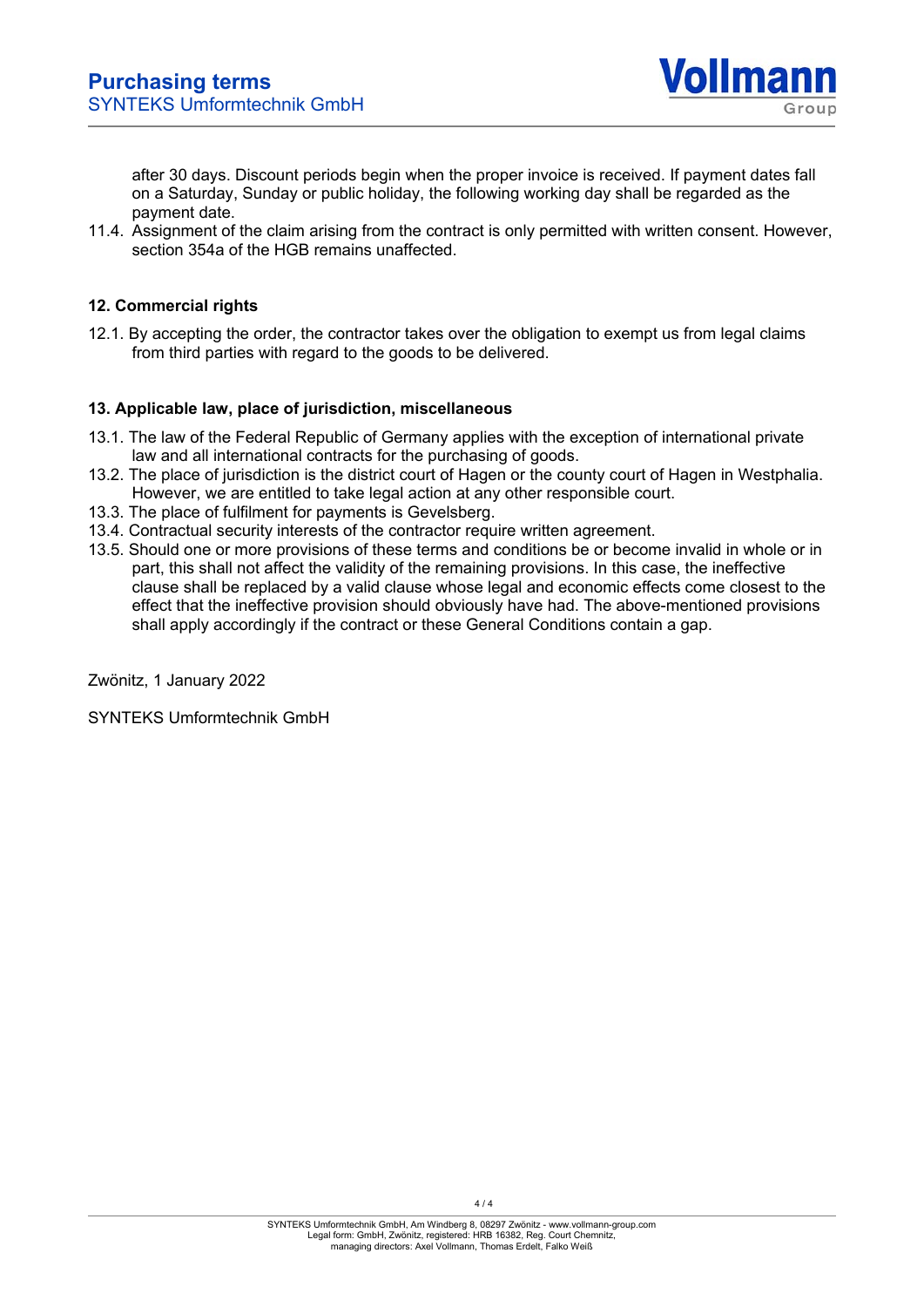after 30 days. Discount periods begin when the proper invoice is received. If payment dates fall on a Saturday, Sunday or public holiday, the following working day shall be regarded as the payment date.

11.4. Assignment of the claim arising from the contract is only permitted with written consent. However, section 354a of the HGB remains unaffected.

## 12. Commercial rights

12.1. By accepting the order, the contractor takes over the obligation to exempt us from legal claims from third parties with regard to the goods to be delivered.

## 13. Applicable law, place of jurisdiction, miscellaneous

13.1. The law of the Federal Republic of Germany applies with the exception of international private law and all international contracts for the purchasing of goods.

13.2. The place of jurisdiction is the district court of Hagen or the county court of Hagen in Westphalia. However, we are entitled to take legal action at any other responsible court.

13.3. The place of fulfilment for payments is Gevelsberg.

13.4. Contractual security interests of the contractor require written agreement.

13.5. Should one or more provisions of these terms and conditions be or become invalid in whole or in part, this shall not affect the validity of the remaining provisions. In this case, the ineffective clause shall be replaced by a valid clause whose legal and economic effects come closest to the effect that the ineffective provision should obviously have had. The above-mentioned provisions shall apply accordingly if the contract or these General Conditions contain a gap.

Zwönitz, 1 January 2022

SYNTEKS Umformtechnik GmbH